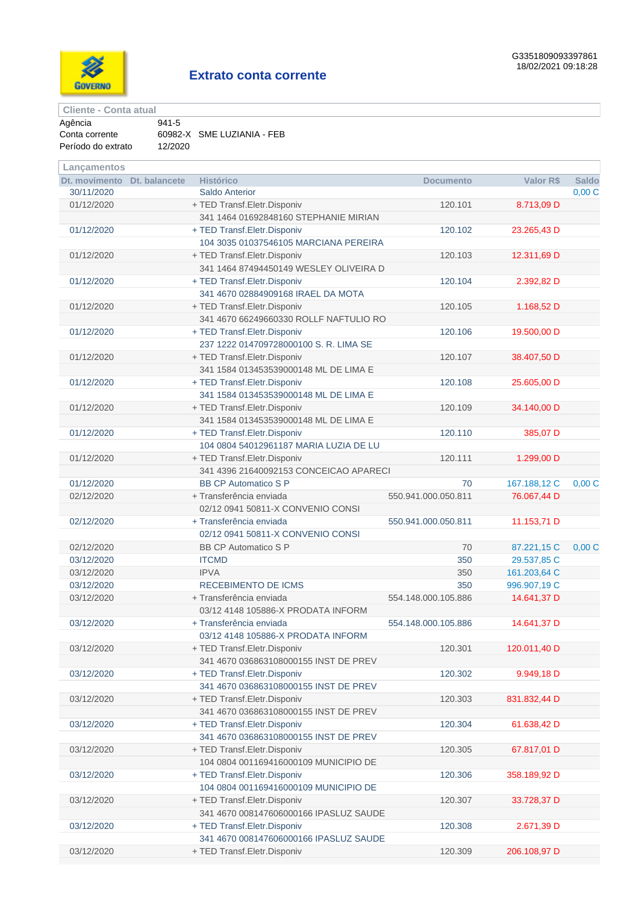GOVERNO

# Extrato conta corrente

G3351809093397861
18/02/2021 09:18:28

**Cliente - Conta atual**

| | |
|---|---|
| Agência | 941-5 |
| Conta corrente | 60982-X SME LUZIANIA - FEB |
| Período do extrato | 12/2020 |

**Lançamentos**

| Dt. movimento | Dt. balancete | Histórico | Documento | Valor R$ | Saldo |
|---|---|---|---|---|---|
| 30/11/2020 | | Saldo Anterior | | | 0,00 C |
| 01/12/2020 | | + TED Transf.Eletr.Disponiv | 120.101 | 8.713,09 D | |
| | | 341 1464 01692848160 STEPHANIE MIRIAN | | | |
| 01/12/2020 | | + TED Transf.Eletr.Disponiv | 120.102 | 23.265,43 D | |
| | | 104 3035 01037546105 MARCIANA PEREIRA | | | |
| 01/12/2020 | | + TED Transf.Eletr.Disponiv | 120.103 | 12.311,69 D | |
| | | 341 1464 87494450149 WESLEY OLIVEIRA D | | | |
| 01/12/2020 | | + TED Transf.Eletr.Disponiv | 120.104 | 2.392,82 D | |
| | | 341 4670 02884909168 IRAEL DA MOTA | | | |
| 01/12/2020 | | + TED Transf.Eletr.Disponiv | 120.105 | 1.168,52 D | |
| | | 341 4670 66249660330 ROLLF NAFTULIO RO | | | |
| 01/12/2020 | | + TED Transf.Eletr.Disponiv | 120.106 | 19.500,00 D | |
| | | 237 1222 014709728000100 S. R. LIMA SE | | | |
| 01/12/2020 | | + TED Transf.Eletr.Disponiv | 120.107 | 38.407,50 D | |
| | | 341 1584 013453539000148 ML DE LIMA E | | | |
| 01/12/2020 | | + TED Transf.Eletr.Disponiv | 120.108 | 25.605,00 D | |
| | | 341 1584 013453539000148 ML DE LIMA E | | | |
| 01/12/2020 | | + TED Transf.Eletr.Disponiv | 120.109 | 34.140,00 D | |
| | | 341 1584 013453539000148 ML DE LIMA E | | | |
| 01/12/2020 | | + TED Transf.Eletr.Disponiv | 120.110 | 385,07 D | |
| | | 104 0804 54012961187 MARIA LUZIA DE LU | | | |
| 01/12/2020 | | + TED Transf.Eletr.Disponiv | 120.111 | 1.299,00 D | |
| | | 341 4396 21640092153 CONCEICAO APARECI | | | |
| 01/12/2020 | | BB CP Automatico S P | 70 | 167.188,12 C | 0,00 C |
| 02/12/2020 | | + Transferência enviada | 550.941.000.050.811 | 76.067,44 D | |
| | | 02/12 0941 50811-X CONVENIO CONSI | | | |
| 02/12/2020 | | + Transferência enviada | 550.941.000.050.811 | 11.153,71 D | |
| | | 02/12 0941 50811-X CONVENIO CONSI | | | |
| 02/12/2020 | | BB CP Automatico S P | 70 | 87.221,15 C | 0,00 C |
| 03/12/2020 | | ITCMD | 350 | 29.537,85 C | |
| 03/12/2020 | | IPVA | 350 | 161.203,64 C | |
| 03/12/2020 | | RECEBIMENTO DE ICMS | 350 | 996.907,19 C | |
| 03/12/2020 | | + Transferência enviada | 554.148.000.105.886 | 14.641,37 D | |
| | | 03/12 4148 105886-X PRODATA INFORM | | | |
| 03/12/2020 | | + Transferência enviada | 554.148.000.105.886 | 14.641,37 D | |
| | | 03/12 4148 105886-X PRODATA INFORM | | | |
| 03/12/2020 | | + TED Transf.Eletr.Disponiv | 120.301 | 120.011,40 D | |
| | | 341 4670 036863108000155 INST DE PREV | | | |
| 03/12/2020 | | + TED Transf.Eletr.Disponiv | 120.302 | 9.949,18 D | |
| | | 341 4670 036863108000155 INST DE PREV | | | |
| 03/12/2020 | | + TED Transf.Eletr.Disponiv | 120.303 | 831.832,44 D | |
| | | 341 4670 036863108000155 INST DE PREV | | | |
| 03/12/2020 | | + TED Transf.Eletr.Disponiv | 120.304 | 61.638,42 D | |
| | | 341 4670 036863108000155 INST DE PREV | | | |
| 03/12/2020 | | + TED Transf.Eletr.Disponiv | 120.305 | 67.817,01 D | |
| | | 104 0804 001169416000109 MUNICIPIO DE | | | |
| 03/12/2020 | | + TED Transf.Eletr.Disponiv | 120.306 | 358.189,92 D | |
| | | 104 0804 001169416000109 MUNICIPIO DE | | | |
| 03/12/2020 | | + TED Transf.Eletr.Disponiv | 120.307 | 33.728,37 D | |
| | | 341 4670 008147606000166 IPASLUZ SAUDE | | | |
| 03/12/2020 | | + TED Transf.Eletr.Disponiv | 120.308 | 2.671,39 D | |
| | | 341 4670 008147606000166 IPASLUZ SAUDE | | | |
| 03/12/2020 | | + TED Transf.Eletr.Disponiv | 120.309 | 206.108,97 D | |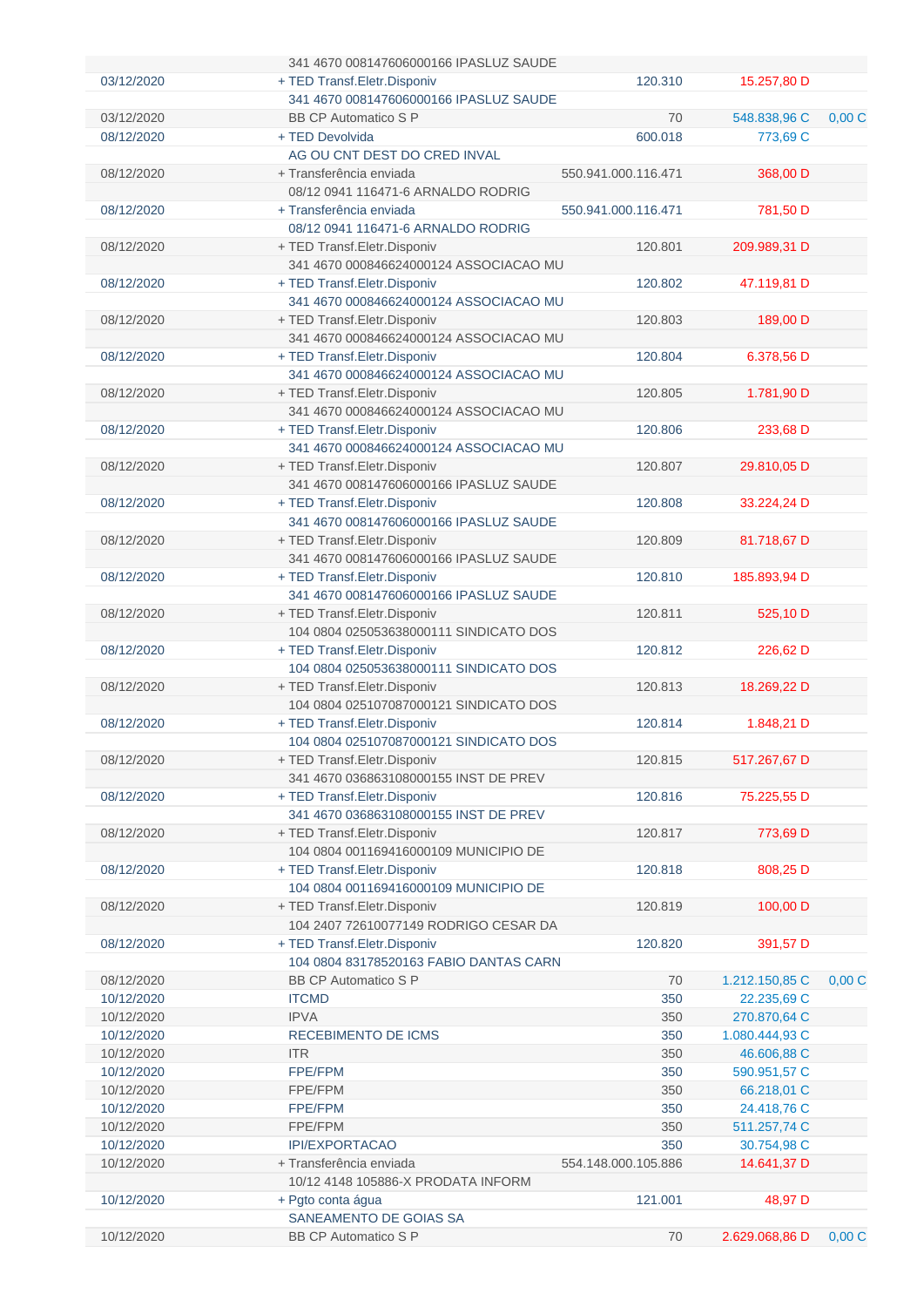| Data | Histórico | Documento | Valor | Saldo |
|---|---|---|---|---|
| | 341 4670 008147606000166 IPASLUZ SAUDE | | | |
| 03/12/2020 | + TED Transf.Eletr.Disponiv | 120.310 | 15.257,80 D | |
| | 341 4670 008147606000166 IPASLUZ SAUDE | | | |
| 03/12/2020 | BB CP Automatico S P | 70 | 548.838,96 C | 0,00 C |
| 08/12/2020 | + TED Devolvida | 600.018 | 773,69 C | |
| | AG OU CNT DEST DO CRED INVAL | | | |
| 08/12/2020 | + Transferência enviada | 550.941.000.116.471 | 368,00 D | |
| | 08/12 0941 116471-6 ARNALDO RODRIG | | | |
| 08/12/2020 | + Transferência enviada | 550.941.000.116.471 | 781,50 D | |
| | 08/12 0941 116471-6 ARNALDO RODRIG | | | |
| 08/12/2020 | + TED Transf.Eletr.Disponiv | 120.801 | 209.989,31 D | |
| | 341 4670 000846624000124 ASSOCIACAO MU | | | |
| 08/12/2020 | + TED Transf.Eletr.Disponiv | 120.802 | 47.119,81 D | |
| | 341 4670 000846624000124 ASSOCIACAO MU | | | |
| 08/12/2020 | + TED Transf.Eletr.Disponiv | 120.803 | 189,00 D | |
| | 341 4670 000846624000124 ASSOCIACAO MU | | | |
| 08/12/2020 | + TED Transf.Eletr.Disponiv | 120.804 | 6.378,56 D | |
| | 341 4670 000846624000124 ASSOCIACAO MU | | | |
| 08/12/2020 | + TED Transf.Eletr.Disponiv | 120.805 | 1.781,90 D | |
| | 341 4670 000846624000124 ASSOCIACAO MU | | | |
| 08/12/2020 | + TED Transf.Eletr.Disponiv | 120.806 | 233,68 D | |
| | 341 4670 000846624000124 ASSOCIACAO MU | | | |
| 08/12/2020 | + TED Transf.Eletr.Disponiv | 120.807 | 29.810,05 D | |
| | 341 4670 008147606000166 IPASLUZ SAUDE | | | |
| 08/12/2020 | + TED Transf.Eletr.Disponiv | 120.808 | 33.224,24 D | |
| | 341 4670 008147606000166 IPASLUZ SAUDE | | | |
| 08/12/2020 | + TED Transf.Eletr.Disponiv | 120.809 | 81.718,67 D | |
| | 341 4670 008147606000166 IPASLUZ SAUDE | | | |
| 08/12/2020 | + TED Transf.Eletr.Disponiv | 120.810 | 185.893,94 D | |
| | 341 4670 008147606000166 IPASLUZ SAUDE | | | |
| 08/12/2020 | + TED Transf.Eletr.Disponiv | 120.811 | 525,10 D | |
| | 104 0804 025053638000111 SINDICATO DOS | | | |
| 08/12/2020 | + TED Transf.Eletr.Disponiv | 120.812 | 226,62 D | |
| | 104 0804 025053638000111 SINDICATO DOS | | | |
| 08/12/2020 | + TED Transf.Eletr.Disponiv | 120.813 | 18.269,22 D | |
| | 104 0804 025107087000121 SINDICATO DOS | | | |
| 08/12/2020 | + TED Transf.Eletr.Disponiv | 120.814 | 1.848,21 D | |
| | 104 0804 025107087000121 SINDICATO DOS | | | |
| 08/12/2020 | + TED Transf.Eletr.Disponiv | 120.815 | 517.267,67 D | |
| | 341 4670 036863108000155 INST DE PREV | | | |
| 08/12/2020 | + TED Transf.Eletr.Disponiv | 120.816 | 75.225,55 D | |
| | 341 4670 036863108000155 INST DE PREV | | | |
| 08/12/2020 | + TED Transf.Eletr.Disponiv | 120.817 | 773,69 D | |
| | 104 0804 001169416000109 MUNICIPIO DE | | | |
| 08/12/2020 | + TED Transf.Eletr.Disponiv | 120.818 | 808,25 D | |
| | 104 0804 001169416000109 MUNICIPIO DE | | | |
| 08/12/2020 | + TED Transf.Eletr.Disponiv | 120.819 | 100,00 D | |
| | 104 2407 72610077149 RODRIGO CESAR DA | | | |
| 08/12/2020 | + TED Transf.Eletr.Disponiv | 120.820 | 391,57 D | |
| | 104 0804 83178520163 FABIO DANTAS CARN | | | |
| 08/12/2020 | BB CP Automatico S P | 70 | 1.212.150,85 C | 0,00 C |
| 10/12/2020 | ITCMD | 350 | 22.235,69 C | |
| 10/12/2020 | IPVA | 350 | 270.870,64 C | |
| 10/12/2020 | RECEBIMENTO DE ICMS | 350 | 1.080.444,93 C | |
| 10/12/2020 | ITR | 350 | 46.606,88 C | |
| 10/12/2020 | FPE/FPM | 350 | 590.951,57 C | |
| 10/12/2020 | FPE/FPM | 350 | 66.218,01 C | |
| 10/12/2020 | FPE/FPM | 350 | 24.418,76 C | |
| 10/12/2020 | FPE/FPM | 350 | 511.257,74 C | |
| 10/12/2020 | IPI/EXPORTACAO | 350 | 30.754,98 C | |
| 10/12/2020 | + Transferência enviada | 554.148.000.105.886 | 14.641,37 D | |
| | 10/12 4148 105886-X PRODATA INFORM | | | |
| 10/12/2020 | + Pgto conta água | 121.001 | 48,97 D | |
| | SANEAMENTO DE GOIAS SA | | | |
| 10/12/2020 | BB CP Automatico S P | 70 | 2.629.068,86 D | 0,00 C |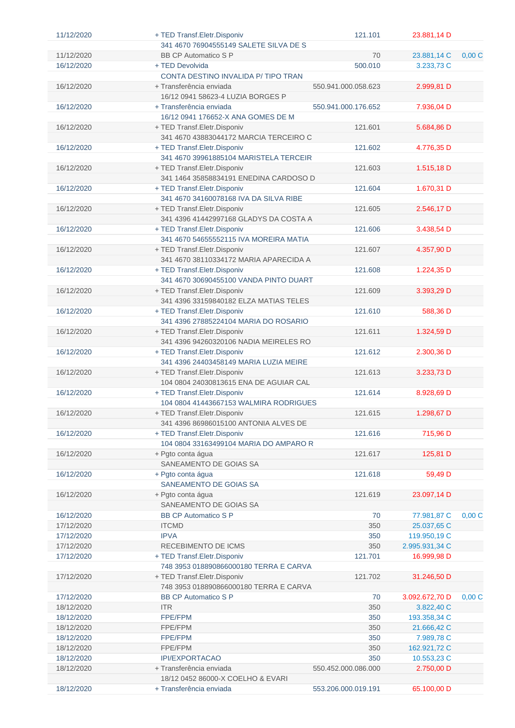| | | | | |
|---|---|---|---|---|
| 11/12/2020 | + TED Transf.Eletr.Disponiv | 121.101 | 23.881,14 D | |
| | 341 4670 76904555149 SALETE SILVA DE S | | | |
| 11/12/2020 | BB CP Automatico S P | 70 | 23.881,14 C | 0,00 C |
| 16/12/2020 | + TED Devolvida | 500.010 | 3.233,73 C | |
| | CONTA DESTINO INVALIDA P/ TIPO TRAN | | | |
| 16/12/2020 | + Transferência enviada | 550.941.000.058.623 | 2.999,81 D | |
| | 16/12 0941 58623-4 LUZIA BORGES P | | | |
| 16/12/2020 | + Transferência enviada | 550.941.000.176.652 | 7.936,04 D | |
| | 16/12 0941 176652-X ANA GOMES DE M | | | |
| 16/12/2020 | + TED Transf.Eletr.Disponiv | 121.601 | 5.684,86 D | |
| | 341 4670 43883044172 MARCIA TERCEIRO C | | | |
| 16/12/2020 | + TED Transf.Eletr.Disponiv | 121.602 | 4.776,35 D | |
| | 341 4670 39961885104 MARISTELA TERCEIR | | | |
| 16/12/2020 | + TED Transf.Eletr.Disponiv | 121.603 | 1.515,18 D | |
| | 341 1464 35858834191 ENEDINA CARDOSO D | | | |
| 16/12/2020 | + TED Transf.Eletr.Disponiv | 121.604 | 1.670,31 D | |
| | 341 4670 34160078168 IVA DA SILVA RIBE | | | |
| 16/12/2020 | + TED Transf.Eletr.Disponiv | 121.605 | 2.546,17 D | |
| | 341 4396 41442997168 GLADYS DA COSTA A | | | |
| 16/12/2020 | + TED Transf.Eletr.Disponiv | 121.606 | 3.438,54 D | |
| | 341 4670 54655552115 IVA MOREIRA MATIA | | | |
| 16/12/2020 | + TED Transf.Eletr.Disponiv | 121.607 | 4.357,90 D | |
| | 341 4670 38110334172 MARIA APARECIDA A | | | |
| 16/12/2020 | + TED Transf.Eletr.Disponiv | 121.608 | 1.224,35 D | |
| | 341 4670 30690455100 VANDA PINTO DUART | | | |
| 16/12/2020 | + TED Transf.Eletr.Disponiv | 121.609 | 3.393,29 D | |
| | 341 4396 33159840182 ELZA MATIAS TELES | | | |
| 16/12/2020 | + TED Transf.Eletr.Disponiv | 121.610 | 588,36 D | |
| | 341 4396 27885224104 MARIA DO ROSARIO | | | |
| 16/12/2020 | + TED Transf.Eletr.Disponiv | 121.611 | 1.324,59 D | |
| | 341 4396 94260320106 NADIA MEIRELES RO | | | |
| 16/12/2020 | + TED Transf.Eletr.Disponiv | 121.612 | 2.300,36 D | |
| | 341 4396 24403458149 MARIA LUZIA MEIRE | | | |
| 16/12/2020 | + TED Transf.Eletr.Disponiv | 121.613 | 3.233,73 D | |
| | 104 0804 24030813615 ENA DE AGUIAR CAL | | | |
| 16/12/2020 | + TED Transf.Eletr.Disponiv | 121.614 | 8.928,69 D | |
| | 104 0804 41443667153 WALMIRA RODRIGUES | | | |
| 16/12/2020 | + TED Transf.Eletr.Disponiv | 121.615 | 1.298,67 D | |
| | 341 4396 86986015100 ANTONIA ALVES DE | | | |
| 16/12/2020 | + TED Transf.Eletr.Disponiv | 121.616 | 715,96 D | |
| | 104 0804 33163499104 MARIA DO AMPARO R | | | |
| 16/12/2020 | + Pgto conta água | 121.617 | 125,81 D | |
| | SANEAMENTO DE GOIAS SA | | | |
| 16/12/2020 | + Pgto conta água | 121.618 | 59,49 D | |
| | SANEAMENTO DE GOIAS SA | | | |
| 16/12/2020 | + Pgto conta água | 121.619 | 23.097,14 D | |
| | SANEAMENTO DE GOIAS SA | | | |
| 16/12/2020 | BB CP Automatico S P | 70 | 77.981,87 C | 0,00 C |
| 17/12/2020 | ITCMD | 350 | 25.037,65 C | |
| 17/12/2020 | IPVA | 350 | 119.950,19 C | |
| 17/12/2020 | RECEBIMENTO DE ICMS | 350 | 2.995.931,34 C | |
| 17/12/2020 | + TED Transf.Eletr.Disponiv | 121.701 | 16.999,98 D | |
| | 748 3953 018890866000180 TERRA E CARVA | | | |
| 17/12/2020 | + TED Transf.Eletr.Disponiv | 121.702 | 31.246,50 D | |
| | 748 3953 018890866000180 TERRA E CARVA | | | |
| 17/12/2020 | BB CP Automatico S P | 70 | 3.092.672,70 D | 0,00 C |
| 18/12/2020 | ITR | 350 | 3.822,40 C | |
| 18/12/2020 | FPE/FPM | 350 | 193.358,34 C | |
| 18/12/2020 | FPE/FPM | 350 | 21.666,42 C | |
| 18/12/2020 | FPE/FPM | 350 | 7.989,78 C | |
| 18/12/2020 | FPE/FPM | 350 | 162.921,72 C | |
| 18/12/2020 | IPI/EXPORTACAO | 350 | 10.553,23 C | |
| 18/12/2020 | + Transferência enviada | 550.452.000.086.000 | 2.750,00 D | |
| | 18/12 0452 86000-X COELHO & EVARI | | | |
| 18/12/2020 | + Transferência enviada | 553.206.000.019.191 | 65.100,00 D | |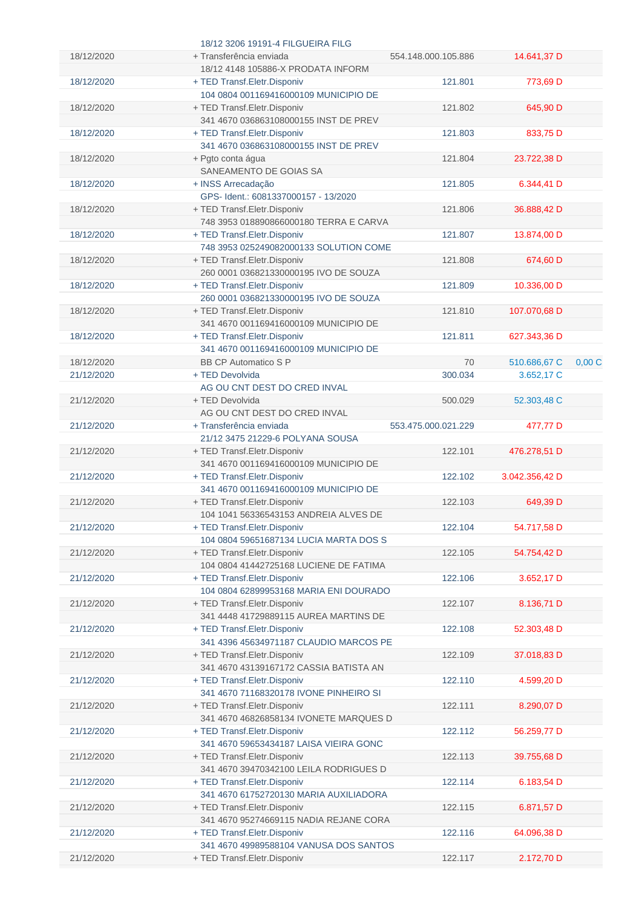| | | | | |
|---|---|---|---|---|
| | 18/12 3206 19191-4 FILGUEIRA FILG | | | |
| 18/12/2020 | + Transferência enviada | 554.148.000.105.886 | 14.641,37 D | |
| | 18/12 4148 105886-X PRODATA INFORM | | | |
| 18/12/2020 | + TED Transf.Eletr.Disponiv | 121.801 | 773,69 D | |
| | 104 0804 001169416000109 MUNICIPIO DE | | | |
| 18/12/2020 | + TED Transf.Eletr.Disponiv | 121.802 | 645,90 D | |
| | 341 4670 036863108000155 INST DE PREV | | | |
| 18/12/2020 | + TED Transf.Eletr.Disponiv | 121.803 | 833,75 D | |
| | 341 4670 036863108000155 INST DE PREV | | | |
| 18/12/2020 | + Pgto conta água | 121.804 | 23.722,38 D | |
| | SANEAMENTO DE GOIAS SA | | | |
| 18/12/2020 | + INSS Arrecadação | 121.805 | 6.344,41 D | |
| | GPS- Ident.: 6081337000157 - 13/2020 | | | |
| 18/12/2020 | + TED Transf.Eletr.Disponiv | 121.806 | 36.888,42 D | |
| | 748 3953 018890866000180 TERRA E CARVA | | | |
| 18/12/2020 | + TED Transf.Eletr.Disponiv | 121.807 | 13.874,00 D | |
| | 748 3953 025249082000133 SOLUTION COME | | | |
| 18/12/2020 | + TED Transf.Eletr.Disponiv | 121.808 | 674,60 D | |
| | 260 0001 036821330000195 IVO DE SOUZA | | | |
| 18/12/2020 | + TED Transf.Eletr.Disponiv | 121.809 | 10.336,00 D | |
| | 260 0001 036821330000195 IVO DE SOUZA | | | |
| 18/12/2020 | + TED Transf.Eletr.Disponiv | 121.810 | 107.070,68 D | |
| | 341 4670 001169416000109 MUNICIPIO DE | | | |
| 18/12/2020 | + TED Transf.Eletr.Disponiv | 121.811 | 627.343,36 D | |
| | 341 4670 001169416000109 MUNICIPIO DE | | | |
| 18/12/2020 | BB CP Automatico S P | 70 | 510.686,67 C | 0,00 C |
| 21/12/2020 | + TED Devolvida | 300.034 | 3.652,17 C | |
| | AG OU CNT DEST DO CRED INVAL | | | |
| 21/12/2020 | + TED Devolvida | 500.029 | 52.303,48 C | |
| | AG OU CNT DEST DO CRED INVAL | | | |
| 21/12/2020 | + Transferência enviada | 553.475.000.021.229 | 477,77 D | |
| | 21/12 3475 21229-6 POLYANA SOUSA | | | |
| 21/12/2020 | + TED Transf.Eletr.Disponiv | 122.101 | 476.278,51 D | |
| | 341 4670 001169416000109 MUNICIPIO DE | | | |
| 21/12/2020 | + TED Transf.Eletr.Disponiv | 122.102 | 3.042.356,42 D | |
| | 341 4670 001169416000109 MUNICIPIO DE | | | |
| 21/12/2020 | + TED Transf.Eletr.Disponiv | 122.103 | 649,39 D | |
| | 104 1041 56336543153 ANDREIA ALVES DE | | | |
| 21/12/2020 | + TED Transf.Eletr.Disponiv | 122.104 | 54.717,58 D | |
| | 104 0804 59651687134 LUCIA MARTA DOS S | | | |
| 21/12/2020 | + TED Transf.Eletr.Disponiv | 122.105 | 54.754,42 D | |
| | 104 0804 41442725168 LUCIENE DE FATIMA | | | |
| 21/12/2020 | + TED Transf.Eletr.Disponiv | 122.106 | 3.652,17 D | |
| | 104 0804 62899953168 MARIA ENI DOURADO | | | |
| 21/12/2020 | + TED Transf.Eletr.Disponiv | 122.107 | 8.136,71 D | |
| | 341 4448 41729889115 AUREA MARTINS DE | | | |
| 21/12/2020 | + TED Transf.Eletr.Disponiv | 122.108 | 52.303,48 D | |
| | 341 4396 45634971187 CLAUDIO MARCOS PE | | | |
| 21/12/2020 | + TED Transf.Eletr.Disponiv | 122.109 | 37.018,83 D | |
| | 341 4670 43139167172 CASSIA BATISTA AN | | | |
| 21/12/2020 | + TED Transf.Eletr.Disponiv | 122.110 | 4.599,20 D | |
| | 341 4670 71168320178 IVONE PINHEIRO SI | | | |
| 21/12/2020 | + TED Transf.Eletr.Disponiv | 122.111 | 8.290,07 D | |
| | 341 4670 46826858134 IVONETE MARQUES D | | | |
| 21/12/2020 | + TED Transf.Eletr.Disponiv | 122.112 | 56.259,77 D | |
| | 341 4670 59653434187 LAISA VIEIRA GONC | | | |
| 21/12/2020 | + TED Transf.Eletr.Disponiv | 122.113 | 39.755,68 D | |
| | 341 4670 39470342100 LEILA RODRIGUES D | | | |
| 21/12/2020 | + TED Transf.Eletr.Disponiv | 122.114 | 6.183,54 D | |
| | 341 4670 61752720130 MARIA AUXILIADORA | | | |
| 21/12/2020 | + TED Transf.Eletr.Disponiv | 122.115 | 6.871,57 D | |
| | 341 4670 95274669115 NADIA REJANE CORA | | | |
| 21/12/2020 | + TED Transf.Eletr.Disponiv | 122.116 | 64.096,38 D | |
| | 341 4670 49989588104 VANUSA DOS SANTOS | | | |
| 21/12/2020 | + TED Transf.Eletr.Disponiv | 122.117 | 2.172,70 D | |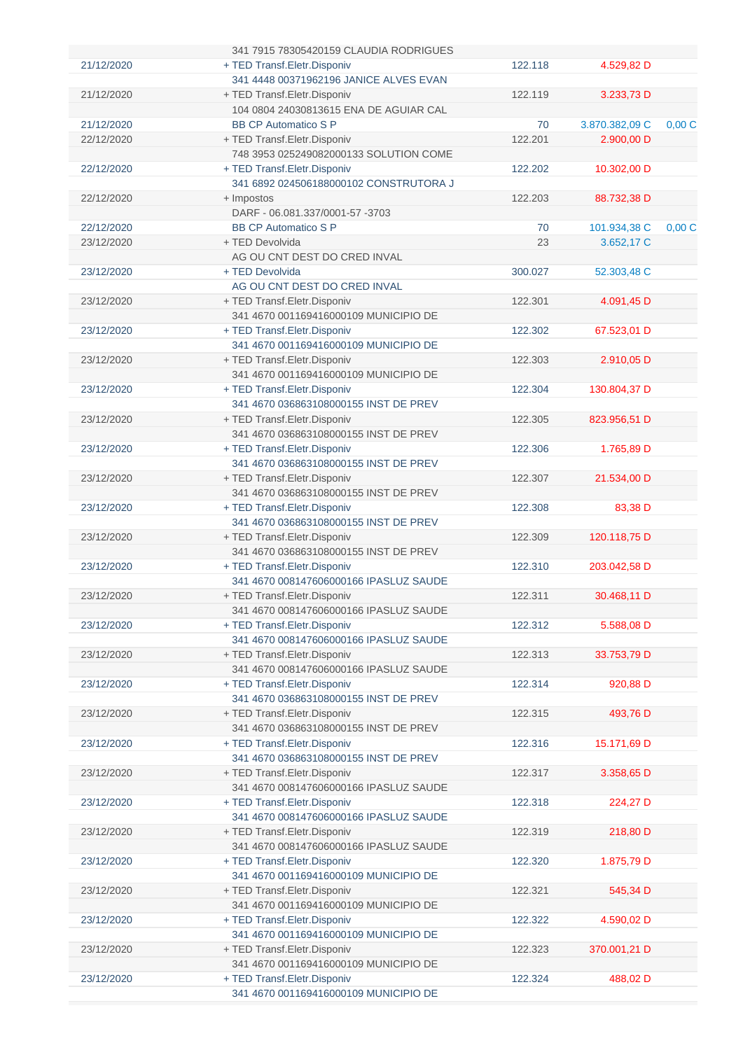| | | | | |
|---|---|---|---|---|
| | 341 7915 78305420159 CLAUDIA RODRIGUES | | | |
| 21/12/2020 | + TED Transf.Eletr.Disponiv | 122.118 | 4.529,82 D | |
| | 341 4448 00371962196 JANICE ALVES EVAN | | | |
| 21/12/2020 | + TED Transf.Eletr.Disponiv | 122.119 | 3.233,73 D | |
| | 104 0804 24030813615 ENA DE AGUIAR CAL | | | |
| 21/12/2020 | BB CP Automatico S P | 70 | 3.870.382,09 C | 0,00 C |
| 22/12/2020 | + TED Transf.Eletr.Disponiv | 122.201 | 2.900,00 D | |
| | 748 3953 025249082000133 SOLUTION COME | | | |
| 22/12/2020 | + TED Transf.Eletr.Disponiv | 122.202 | 10.302,00 D | |
| | 341 6892 024506188000102 CONSTRUTORA J | | | |
| 22/12/2020 | + Impostos | 122.203 | 88.732,38 D | |
| | DARF - 06.081.337/0001-57 -3703 | | | |
| 22/12/2020 | BB CP Automatico S P | 70 | 101.934,38 C | 0,00 C |
| 23/12/2020 | + TED Devolvida | 23 | 3.652,17 C | |
| | AG OU CNT DEST DO CRED INVAL | | | |
| 23/12/2020 | + TED Devolvida | 300.027 | 52.303,48 C | |
| | AG OU CNT DEST DO CRED INVAL | | | |
| 23/12/2020 | + TED Transf.Eletr.Disponiv | 122.301 | 4.091,45 D | |
| | 341 4670 001169416000109 MUNICIPIO DE | | | |
| 23/12/2020 | + TED Transf.Eletr.Disponiv | 122.302 | 67.523,01 D | |
| | 341 4670 001169416000109 MUNICIPIO DE | | | |
| 23/12/2020 | + TED Transf.Eletr.Disponiv | 122.303 | 2.910,05 D | |
| | 341 4670 001169416000109 MUNICIPIO DE | | | |
| 23/12/2020 | + TED Transf.Eletr.Disponiv | 122.304 | 130.804,37 D | |
| | 341 4670 036863108000155 INST DE PREV | | | |
| 23/12/2020 | + TED Transf.Eletr.Disponiv | 122.305 | 823.956,51 D | |
| | 341 4670 036863108000155 INST DE PREV | | | |
| 23/12/2020 | + TED Transf.Eletr.Disponiv | 122.306 | 1.765,89 D | |
| | 341 4670 036863108000155 INST DE PREV | | | |
| 23/12/2020 | + TED Transf.Eletr.Disponiv | 122.307 | 21.534,00 D | |
| | 341 4670 036863108000155 INST DE PREV | | | |
| 23/12/2020 | + TED Transf.Eletr.Disponiv | 122.308 | 83,38 D | |
| | 341 4670 036863108000155 INST DE PREV | | | |
| 23/12/2020 | + TED Transf.Eletr.Disponiv | 122.309 | 120.118,75 D | |
| | 341 4670 036863108000155 INST DE PREV | | | |
| 23/12/2020 | + TED Transf.Eletr.Disponiv | 122.310 | 203.042,58 D | |
| | 341 4670 008147606000166 IPASLUZ SAUDE | | | |
| 23/12/2020 | + TED Transf.Eletr.Disponiv | 122.311 | 30.468,11 D | |
| | 341 4670 008147606000166 IPASLUZ SAUDE | | | |
| 23/12/2020 | + TED Transf.Eletr.Disponiv | 122.312 | 5.588,08 D | |
| | 341 4670 008147606000166 IPASLUZ SAUDE | | | |
| 23/12/2020 | + TED Transf.Eletr.Disponiv | 122.313 | 33.753,79 D | |
| | 341 4670 008147606000166 IPASLUZ SAUDE | | | |
| 23/12/2020 | + TED Transf.Eletr.Disponiv | 122.314 | 920,88 D | |
| | 341 4670 036863108000155 INST DE PREV | | | |
| 23/12/2020 | + TED Transf.Eletr.Disponiv | 122.315 | 493,76 D | |
| | 341 4670 036863108000155 INST DE PREV | | | |
| 23/12/2020 | + TED Transf.Eletr.Disponiv | 122.316 | 15.171,69 D | |
| | 341 4670 036863108000155 INST DE PREV | | | |
| 23/12/2020 | + TED Transf.Eletr.Disponiv | 122.317 | 3.358,65 D | |
| | 341 4670 008147606000166 IPASLUZ SAUDE | | | |
| 23/12/2020 | + TED Transf.Eletr.Disponiv | 122.318 | 224,27 D | |
| | 341 4670 008147606000166 IPASLUZ SAUDE | | | |
| 23/12/2020 | + TED Transf.Eletr.Disponiv | 122.319 | 218,80 D | |
| | 341 4670 008147606000166 IPASLUZ SAUDE | | | |
| 23/12/2020 | + TED Transf.Eletr.Disponiv | 122.320 | 1.875,79 D | |
| | 341 4670 001169416000109 MUNICIPIO DE | | | |
| 23/12/2020 | + TED Transf.Eletr.Disponiv | 122.321 | 545,34 D | |
| | 341 4670 001169416000109 MUNICIPIO DE | | | |
| 23/12/2020 | + TED Transf.Eletr.Disponiv | 122.322 | 4.590,02 D | |
| | 341 4670 001169416000109 MUNICIPIO DE | | | |
| 23/12/2020 | + TED Transf.Eletr.Disponiv | 122.323 | 370.001,21 D | |
| | 341 4670 001169416000109 MUNICIPIO DE | | | |
| 23/12/2020 | + TED Transf.Eletr.Disponiv | 122.324 | 488,02 D | |
| | 341 4670 001169416000109 MUNICIPIO DE | | | |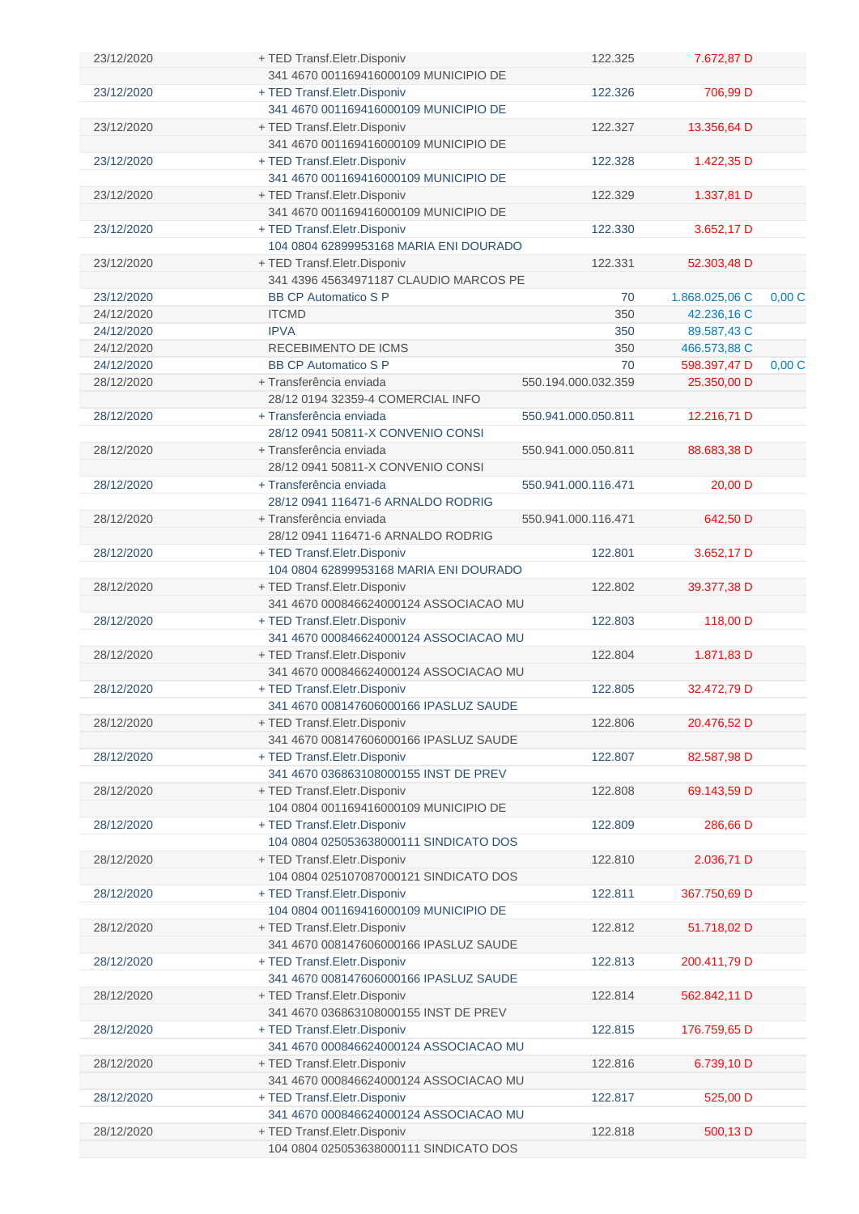| | | | | |
|---|---|---|---|---|
| 23/12/2020 | + TED Transf.Eletr.Disponiv | 122.325 | 7.672,87 D | |
| | 341 4670 001169416000109 MUNICIPIO DE | | | |
| 23/12/2020 | + TED Transf.Eletr.Disponiv | 122.326 | 706,99 D | |
| | 341 4670 001169416000109 MUNICIPIO DE | | | |
| 23/12/2020 | + TED Transf.Eletr.Disponiv | 122.327 | 13.356,64 D | |
| | 341 4670 001169416000109 MUNICIPIO DE | | | |
| 23/12/2020 | + TED Transf.Eletr.Disponiv | 122.328 | 1.422,35 D | |
| | 341 4670 001169416000109 MUNICIPIO DE | | | |
| 23/12/2020 | + TED Transf.Eletr.Disponiv | 122.329 | 1.337,81 D | |
| | 341 4670 001169416000109 MUNICIPIO DE | | | |
| 23/12/2020 | + TED Transf.Eletr.Disponiv | 122.330 | 3.652,17 D | |
| | 104 0804 62899953168 MARIA ENI DOURADO | | | |
| 23/12/2020 | + TED Transf.Eletr.Disponiv | 122.331 | 52.303,48 D | |
| | 341 4396 45634971187 CLAUDIO MARCOS PE | | | |
| 23/12/2020 | BB CP Automatico S P | 70 | 1.868.025,06 C | 0,00 C |
| 24/12/2020 | ITCMD | 350 | 42.236,16 C | |
| 24/12/2020 | IPVA | 350 | 89.587,43 C | |
| 24/12/2020 | RECEBIMENTO DE ICMS | 350 | 466.573,88 C | |
| 24/12/2020 | BB CP Automatico S P | 70 | 598.397,47 D | 0,00 C |
| 28/12/2020 | + Transferência enviada | 550.194.000.032.359 | 25.350,00 D | |
| | 28/12 0194 32359-4 COMERCIAL INFO | | | |
| 28/12/2020 | + Transferência enviada | 550.941.000.050.811 | 12.216,71 D | |
| | 28/12 0941 50811-X CONVENIO CONSI | | | |
| 28/12/2020 | + Transferência enviada | 550.941.000.050.811 | 88.683,38 D | |
| | 28/12 0941 50811-X CONVENIO CONSI | | | |
| 28/12/2020 | + Transferência enviada | 550.941.000.116.471 | 20,00 D | |
| | 28/12 0941 116471-6 ARNALDO RODRIG | | | |
| 28/12/2020 | + Transferência enviada | 550.941.000.116.471 | 642,50 D | |
| | 28/12 0941 116471-6 ARNALDO RODRIG | | | |
| 28/12/2020 | + TED Transf.Eletr.Disponiv | 122.801 | 3.652,17 D | |
| | 104 0804 62899953168 MARIA ENI DOURADO | | | |
| 28/12/2020 | + TED Transf.Eletr.Disponiv | 122.802 | 39.377,38 D | |
| | 341 4670 000846624000124 ASSOCIACAO MU | | | |
| 28/12/2020 | + TED Transf.Eletr.Disponiv | 122.803 | 118,00 D | |
| | 341 4670 000846624000124 ASSOCIACAO MU | | | |
| 28/12/2020 | + TED Transf.Eletr.Disponiv | 122.804 | 1.871,83 D | |
| | 341 4670 000846624000124 ASSOCIACAO MU | | | |
| 28/12/2020 | + TED Transf.Eletr.Disponiv | 122.805 | 32.472,79 D | |
| | 341 4670 008147606000166 IPASLUZ SAUDE | | | |
| 28/12/2020 | + TED Transf.Eletr.Disponiv | 122.806 | 20.476,52 D | |
| | 341 4670 008147606000166 IPASLUZ SAUDE | | | |
| 28/12/2020 | + TED Transf.Eletr.Disponiv | 122.807 | 82.587,98 D | |
| | 341 4670 036863108000155 INST DE PREV | | | |
| 28/12/2020 | + TED Transf.Eletr.Disponiv | 122.808 | 69.143,59 D | |
| | 104 0804 001169416000109 MUNICIPIO DE | | | |
| 28/12/2020 | + TED Transf.Eletr.Disponiv | 122.809 | 286,66 D | |
| | 104 0804 025053638000111 SINDICATO DOS | | | |
| 28/12/2020 | + TED Transf.Eletr.Disponiv | 122.810 | 2.036,71 D | |
| | 104 0804 025107087000121 SINDICATO DOS | | | |
| 28/12/2020 | + TED Transf.Eletr.Disponiv | 122.811 | 367.750,69 D | |
| | 104 0804 001169416000109 MUNICIPIO DE | | | |
| 28/12/2020 | + TED Transf.Eletr.Disponiv | 122.812 | 51.718,02 D | |
| | 341 4670 008147606000166 IPASLUZ SAUDE | | | |
| 28/12/2020 | + TED Transf.Eletr.Disponiv | 122.813 | 200.411,79 D | |
| | 341 4670 008147606000166 IPASLUZ SAUDE | | | |
| 28/12/2020 | + TED Transf.Eletr.Disponiv | 122.814 | 562.842,11 D | |
| | 341 4670 036863108000155 INST DE PREV | | | |
| 28/12/2020 | + TED Transf.Eletr.Disponiv | 122.815 | 176.759,65 D | |
| | 341 4670 000846624000124 ASSOCIACAO MU | | | |
| 28/12/2020 | + TED Transf.Eletr.Disponiv | 122.816 | 6.739,10 D | |
| | 341 4670 000846624000124 ASSOCIACAO MU | | | |
| 28/12/2020 | + TED Transf.Eletr.Disponiv | 122.817 | 525,00 D | |
| | 341 4670 000846624000124 ASSOCIACAO MU | | | |
| 28/12/2020 | + TED Transf.Eletr.Disponiv | 122.818 | 500,13 D | |
| | 104 0804 025053638000111 SINDICATO DOS | | | |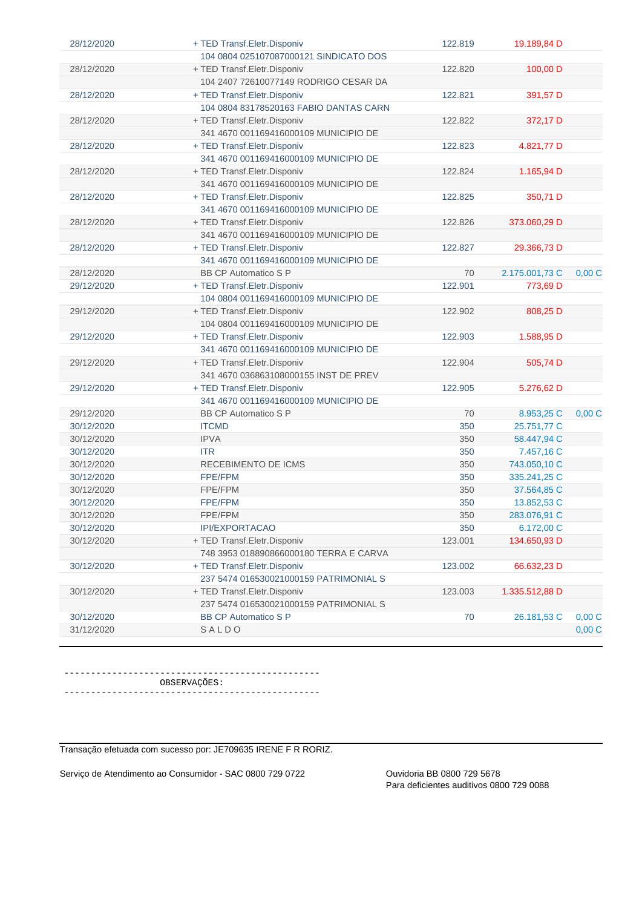| | | | | |
|---|---|---|---|---|
| 28/12/2020 | + TED Transf.Eletr.Disponiv | 122.819 | 19.189,84 D | |
| | 104 0804 025107087000121 SINDICATO DOS | | | |
| 28/12/2020 | + TED Transf.Eletr.Disponiv | 122.820 | 100,00 D | |
| | 104 2407 72610077149 RODRIGO CESAR DA | | | |
| 28/12/2020 | + TED Transf.Eletr.Disponiv | 122.821 | 391,57 D | |
| | 104 0804 83178520163 FABIO DANTAS CARN | | | |
| 28/12/2020 | + TED Transf.Eletr.Disponiv | 122.822 | 372,17 D | |
| | 341 4670 001169416000109 MUNICIPIO DE | | | |
| 28/12/2020 | + TED Transf.Eletr.Disponiv | 122.823 | 4.821,77 D | |
| | 341 4670 001169416000109 MUNICIPIO DE | | | |
| 28/12/2020 | + TED Transf.Eletr.Disponiv | 122.824 | 1.165,94 D | |
| | 341 4670 001169416000109 MUNICIPIO DE | | | |
| 28/12/2020 | + TED Transf.Eletr.Disponiv | 122.825 | 350,71 D | |
| | 341 4670 001169416000109 MUNICIPIO DE | | | |
| 28/12/2020 | + TED Transf.Eletr.Disponiv | 122.826 | 373.060,29 D | |
| | 341 4670 001169416000109 MUNICIPIO DE | | | |
| 28/12/2020 | + TED Transf.Eletr.Disponiv | 122.827 | 29.366,73 D | |
| | 341 4670 001169416000109 MUNICIPIO DE | | | |
| 28/12/2020 | BB CP Automatico S P | 70 | 2.175.001,73 C | 0,00 C |
| 29/12/2020 | + TED Transf.Eletr.Disponiv | 122.901 | 773,69 D | |
| | 104 0804 001169416000109 MUNICIPIO DE | | | |
| 29/12/2020 | + TED Transf.Eletr.Disponiv | 122.902 | 808,25 D | |
| | 104 0804 001169416000109 MUNICIPIO DE | | | |
| 29/12/2020 | + TED Transf.Eletr.Disponiv | 122.903 | 1.588,95 D | |
| | 341 4670 001169416000109 MUNICIPIO DE | | | |
| 29/12/2020 | + TED Transf.Eletr.Disponiv | 122.904 | 505,74 D | |
| | 341 4670 036863108000155 INST DE PREV | | | |
| 29/12/2020 | + TED Transf.Eletr.Disponiv | 122.905 | 5.276,62 D | |
| | 341 4670 001169416000109 MUNICIPIO DE | | | |
| 29/12/2020 | BB CP Automatico S P | 70 | 8.953,25 C | 0,00 C |
| 30/12/2020 | ITCMD | 350 | 25.751,77 C | |
| 30/12/2020 | IPVA | 350 | 58.447,94 C | |
| 30/12/2020 | ITR | 350 | 7.457,16 C | |
| 30/12/2020 | RECEBIMENTO DE ICMS | 350 | 743.050,10 C | |
| 30/12/2020 | FPE/FPM | 350 | 335.241,25 C | |
| 30/12/2020 | FPE/FPM | 350 | 37.564,85 C | |
| 30/12/2020 | FPE/FPM | 350 | 13.852,53 C | |
| 30/12/2020 | FPE/FPM | 350 | 283.076,91 C | |
| 30/12/2020 | IPI/EXPORTACAO | 350 | 6.172,00 C | |
| 30/12/2020 | + TED Transf.Eletr.Disponiv | 123.001 | 134.650,93 D | |
| | 748 3953 018890866000180 TERRA E CARVA | | | |
| 30/12/2020 | + TED Transf.Eletr.Disponiv | 123.002 | 66.632,23 D | |
| | 237 5474 016530021000159 PATRIMONIAL S | | | |
| 30/12/2020 | + TED Transf.Eletr.Disponiv | 123.003 | 1.335.512,88 D | |
| | 237 5474 016530021000159 PATRIMONIAL S | | | |
| 30/12/2020 | BB CP Automatico S P | 70 | 26.181,53 C | 0,00 C |
| 31/12/2020 | S A L D O | | | 0,00 C |

------------------------------------------------
OBSERVAÇÕES:
------------------------------------------------

Transação efetuada com sucesso por: JE709635 IRENE F R RORIZ.

Serviço de Atendimento ao Consumidor - SAC 0800 729 0722

Ouvidoria BB 0800 729 5678
Para deficientes auditivos 0800 729 0088